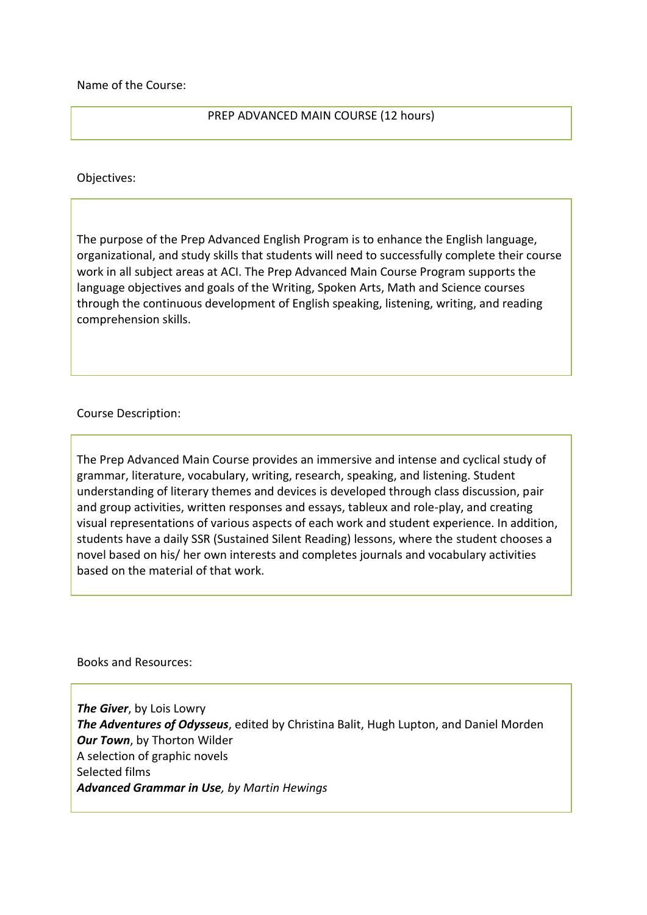Name of the Course:

PREP ADVANCED MAIN COURSE (12 hours)

Objectives:

The purpose of the Prep Advanced English Program is to enhance the English language, organizational, and study skills that students will need to successfully complete their course work in all subject areas at ACI. The Prep Advanced Main Course Program supports the language objectives and goals of the Writing, Spoken Arts, Math and Science courses through the continuous development of English speaking, listening, writing, and reading comprehension skills.

Course Description:

The Prep Advanced Main Course provides an immersive and intense and cyclical study of grammar, literature, vocabulary, writing, research, speaking, and listening. Student understanding of literary themes and devices is developed through class discussion, pair and group activities, written responses and essays, tableux and role-play, and creating visual representations of various aspects of each work and student experience. In addition, students have a daily SSR (Sustained Silent Reading) lessons, where the student chooses a novel based on his/ her own interests and completes journals and vocabulary activities based on the material of that work.

Books and Resources:

***The Giver***, by Lois Lowry  
***The Adventures of Odysseus***, edited by Christina Balit, Hugh Lupton, and Daniel Morden  
***Our Town***, by Thorton Wilder  
A selection of graphic novels  
Selected films  
***Advanced Grammar in Use****, by Martin Hewings*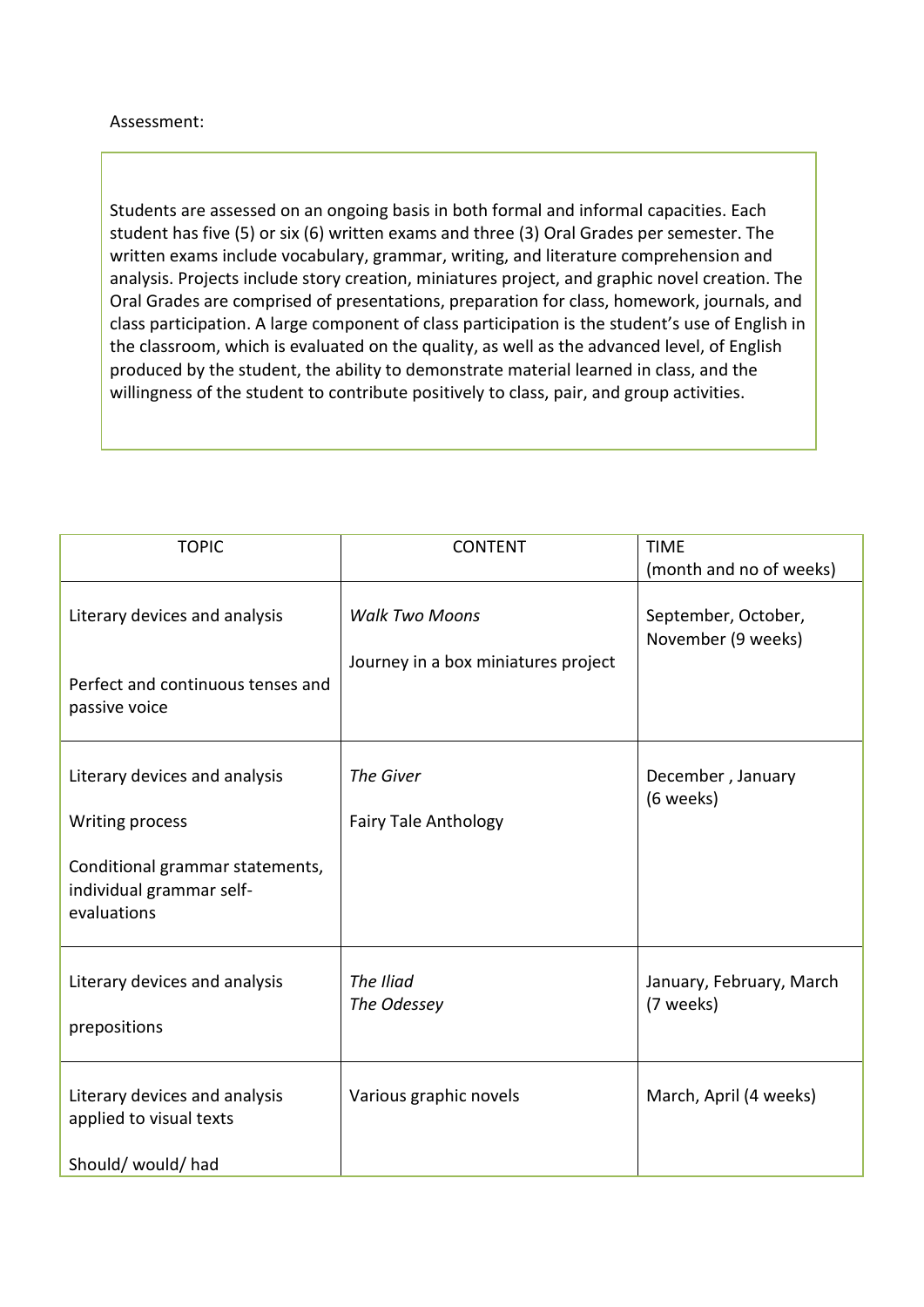Assessment:

Students are assessed on an ongoing basis in both formal and informal capacities. Each student has five (5) or six (6) written exams and three (3) Oral Grades per semester. The written exams include vocabulary, grammar, writing, and literature comprehension and analysis. Projects include story creation, miniatures project, and graphic novel creation. The Oral Grades are comprised of presentations, preparation for class, homework, journals, and class participation. A large component of class participation is the student's use of English in the classroom, which is evaluated on the quality, as well as the advanced level, of English produced by the student, the ability to demonstrate material learned in class, and the willingness of the student to contribute positively to class, pair, and group activities.

| TOPIC | CONTENT | TIME (month and no of weeks) |
| --- | --- | --- |
| Literary devices and analysis<br><br>Perfect and continuous tenses and passive voice | *Walk Two Moons*<br><br>Journey in a box miniatures project | September, October, November (9 weeks) |
| Literary devices and analysis<br><br>Writing process<br><br>Conditional grammar statements, individual grammar self-evaluations | *The Giver*<br><br>Fairy Tale Anthology | December , January (6 weeks) |
| Literary devices and analysis<br><br>prepositions | *The Iliad*<br>*The Odessey* | January, February, March (7 weeks) |
| Literary devices and analysis applied to visual texts<br><br>Should/ would/ had | Various graphic novels | March, April (4 weeks) |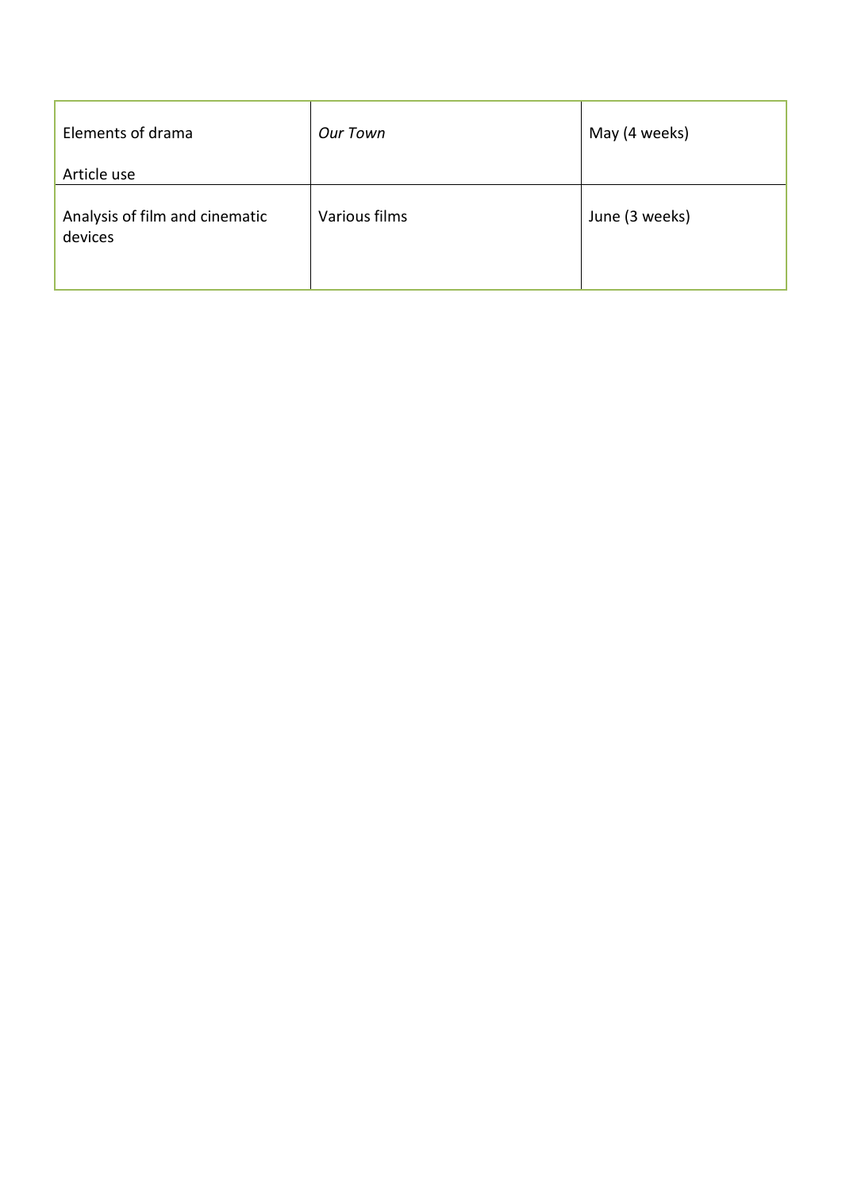| | | |
|---|---|---|
| Elements of drama<br><br>Article use | *Our Town* | May (4 weeks) |
| Analysis of film and cinematic devices | Various films | June (3 weeks) |